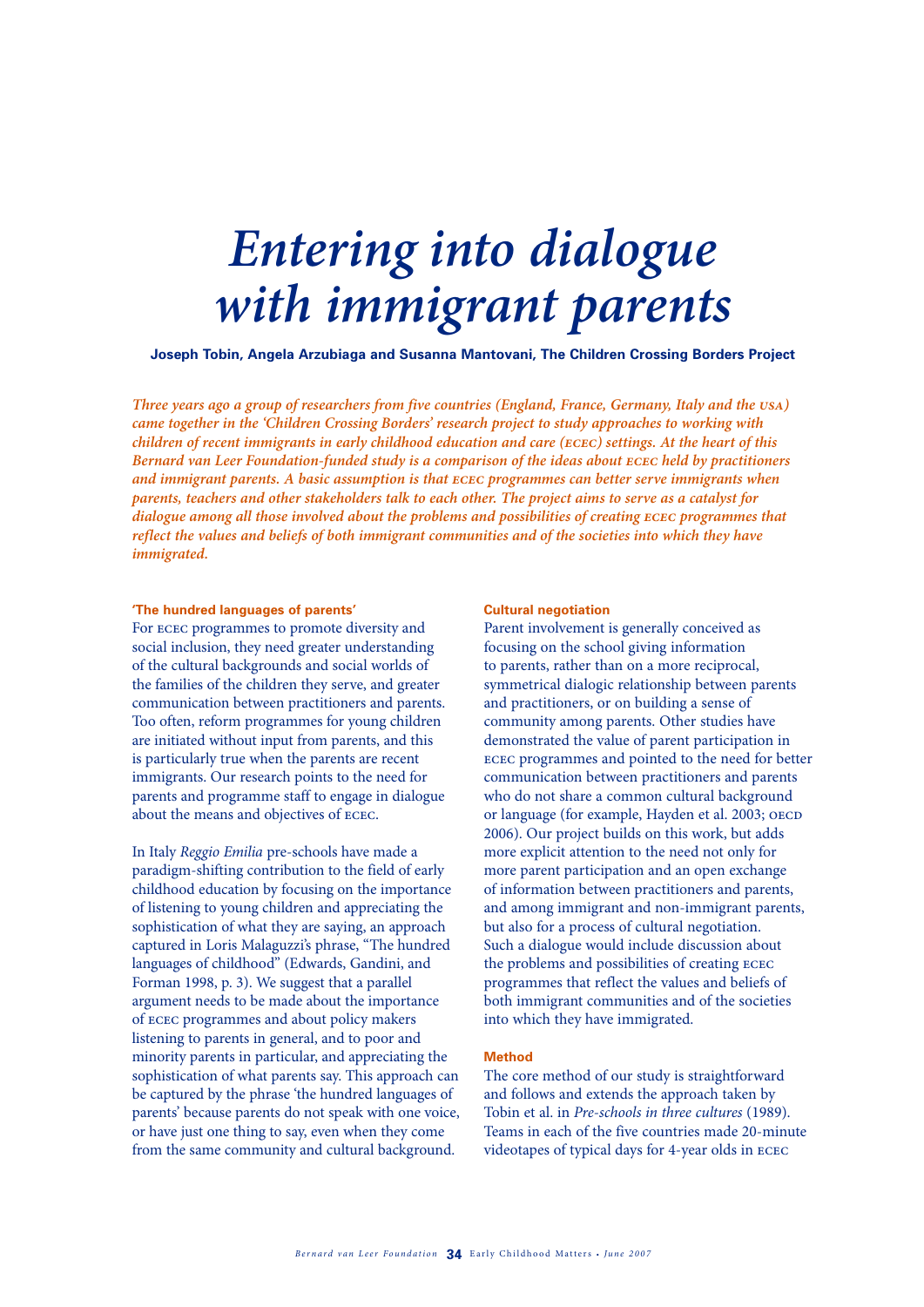# *Entering into dialogue with immigrant parents*

**Joseph Tobin, Angela Arzubiaga and Susanna Mantovani, The Children Crossing Borders Project**

*Three years ago a group of researchers from five countries (England, France, Germany, Italy and the USA) came together in the 'Children Crossing Borders' research project to study approaches to working with children of recent immigrants in early childhood education and care (ECEC) settings. At the heart of this Bernard van Leer Foundation-funded study is a comparison of the ideas about ECEC held by practitioners and immigrant parents. A basic assumption is that ECEC programmes can better serve immigrants when parents, teachers and other stakeholders talk to each other. The project aims to serve as a catalyst for dialogue among all those involved about the problems and possibilities of creating ECEC programmes that reflect the values and beliefs of both immigrant communities and of the societies into which they have immigrated.*

### 'The hundred languages of parents'

For ECEC programmes to promote diversity and social inclusion, they need greater understanding of the cultural backgrounds and social worlds of the families of the children they serve, and greater communication between practitioners and parents. Too often, reform programmes for young children are initiated without input from parents, and this is particularly true when the parents are recent immigrants. Our research points to the need for parents and programme staff to engage in dialogue about the means and objectives of ECEC.

In Italy *Reggio Emilia* pre-schools have made a paradigm-shifting contribution to the field of early childhood education by focusing on the importance of listening to young children and appreciating the sophistication of what they are saying, an approach captured in Loris Malaguzzi's phrase, "The hundred languages of childhood" (Edwards, Gandini, and Forman 1998, p. 3). We suggest that a parallel argument needs to be made about the importance of ECEC programmes and about policy makers listening to parents in general, and to poor and minority parents in particular, and appreciating the sophistication of what parents say. This approach can be captured by the phrase 'the hundred languages of parents' because parents do not speak with one voice, or have just one thing to say, even when they come from the same community and cultural background.

### Cultural negotiation

Parent involvement is generally conceived as focusing on the school giving information to parents, rather than on a more reciprocal, symmetrical dialogic relationship between parents and practitioners, or on building a sense of community among parents. Other studies have demonstrated the value of parent participation in ECEC programmes and pointed to the need for better communication between practitioners and parents who do not share a common cultural background or language (for example, Hayden et al. 2003; OECD 2006). Our project builds on this work, but adds more explicit attention to the need not only for more parent participation and an open exchange of information between practitioners and parents, and among immigrant and non-immigrant parents, but also for a process of cultural negotiation. Such a dialogue would include discussion about the problems and possibilities of creating ECEC programmes that reflect the values and beliefs of both immigrant communities and of the societies into which they have immigrated.

### Method

The core method of our study is straightforward and follows and extends the approach taken by Tobin et al. in *Pre-schools in three cultures* (1989). Teams in each of the five countries made 20-minute videotapes of typical days for 4-year olds in ECEC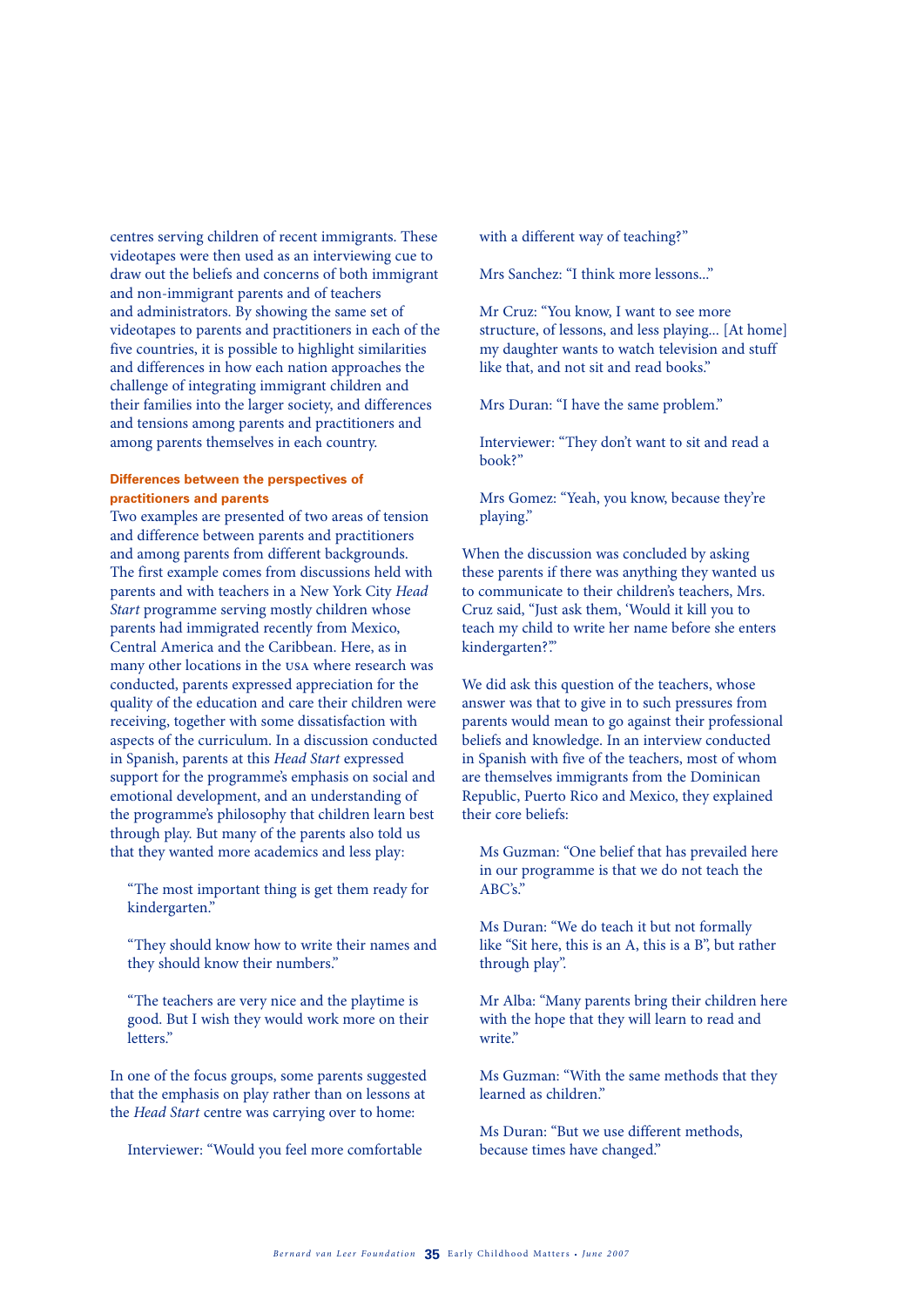centres serving children of recent immigrants. These videotapes were then used as an interviewing cue to draw out the beliefs and concerns of both immigrant and non-immigrant parents and of teachers and administrators. By showing the same set of videotapes to parents and practitioners in each of the five countries, it is possible to highlight similarities and differences in how each nation approaches the challenge of integrating immigrant children and their families into the larger society, and differences and tensions among parents and practitioners and among parents themselves in each country.

### Differences between the perspectives of practitioners and parents

Two examples are presented of two areas of tension and difference between parents and practitioners and among parents from different backgrounds. The first example comes from discussions held with parents and with teachers in a New York City *Head Start* programme serving mostly children whose parents had immigrated recently from Mexico, Central America and the Caribbean. Here, as in many other locations in the USA where research was conducted, parents expressed appreciation for the quality of the education and care their children were receiving, together with some dissatisfaction with aspects of the curriculum. In a discussion conducted in Spanish, parents at this *Head Start* expressed support for the programme's emphasis on social and emotional development, and an understanding of the programme's philosophy that children learn best through play. But many of the parents also told us that they wanted more academics and less play:

> "The most important thing is get them ready for kindergarten."

> "They should know how to write their names and they should know their numbers."

> "The teachers are very nice and the playtime is good. But I wish they would work more on their letters."

In one of the focus groups, some parents suggested that the emphasis on play rather than on lessons at the *Head Start* centre was carrying over to home:

> Interviewer: "Would you feel more comfortable with a different way of teaching?"

> Mrs Sanchez: "I think more lessons..."

> Mr Cruz: "You know, I want to see more structure, of lessons, and less playing... [At home] my daughter wants to watch television and stuff like that, and not sit and read books."

> Mrs Duran: "I have the same problem."

> Interviewer: "They don't want to sit and read a book?"

> Mrs Gomez: "Yeah, you know, because they're playing."

When the discussion was concluded by asking these parents if there was anything they wanted us to communicate to their children's teachers, Mrs. Cruz said, "Just ask them, 'Would it kill you to teach my child to write her name before she enters kindergarten?'"

We did ask this question of the teachers, whose answer was that to give in to such pressures from parents would mean to go against their professional beliefs and knowledge. In an interview conducted in Spanish with five of the teachers, most of whom are themselves immigrants from the Dominican Republic, Puerto Rico and Mexico, they explained their core beliefs:

> Ms Guzman: "One belief that has prevailed here in our programme is that we do not teach the ABC's."

> Ms Duran: "We do teach it but not formally like "Sit here, this is an A, this is a B", but rather through play".

> Mr Alba: "Many parents bring their children here with the hope that they will learn to read and write."

> Ms Guzman: "With the same methods that they learned as children."

> Ms Duran: "But we use different methods, because times have changed."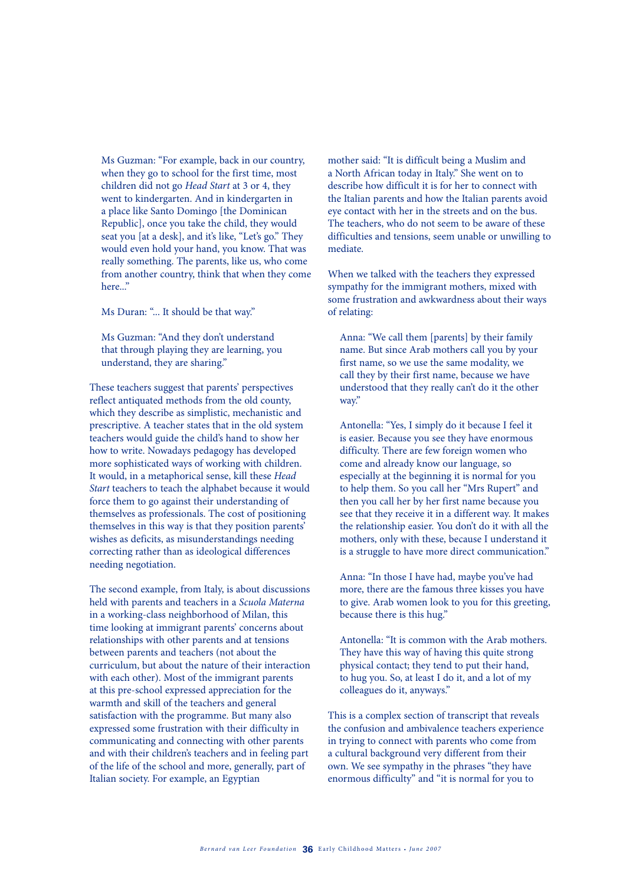Ms Guzman: "For example, back in our country, when they go to school for the first time, most children did not go *Head Start* at 3 or 4, they went to kindergarten. And in kindergarten in a place like Santo Domingo [the Dominican Republic], once you take the child, they would seat you [at a desk], and it's like, "Let's go." They would even hold your hand, you know. That was really something. The parents, like us, who come from another country, think that when they come here..."

Ms Duran: "... It should be that way."

Ms Guzman: "And they don't understand that through playing they are learning, you understand, they are sharing."

These teachers suggest that parents' perspectives reflect antiquated methods from the old county, which they describe as simplistic, mechanistic and prescriptive. A teacher states that in the old system teachers would guide the child's hand to show her how to write. Nowadays pedagogy has developed more sophisticated ways of working with children. It would, in a metaphorical sense, kill these *Head Start* teachers to teach the alphabet because it would force them to go against their understanding of themselves as professionals. The cost of positioning themselves in this way is that they position parents' wishes as deficits, as misunderstandings needing correcting rather than as ideological differences needing negotiation.

The second example, from Italy, is about discussions held with parents and teachers in a *Scuola Materna* in a working-class neighborhood of Milan, this time looking at immigrant parents' concerns about relationships with other parents and at tensions between parents and teachers (not about the curriculum, but about the nature of their interaction with each other). Most of the immigrant parents at this pre-school expressed appreciation for the warmth and skill of the teachers and general satisfaction with the programme. But many also expressed some frustration with their difficulty in communicating and connecting with other parents and with their children's teachers and in feeling part of the life of the school and more, generally, part of Italian society. For example, an Egyptian mother said: "It is difficult being a Muslim and a North African today in Italy." She went on to describe how difficult it is for her to connect with the Italian parents and how the Italian parents avoid eye contact with her in the streets and on the bus. The teachers, who do not seem to be aware of these difficulties and tensions, seem unable or unwilling to mediate.

When we talked with the teachers they expressed sympathy for the immigrant mothers, mixed with some frustration and awkwardness about their ways of relating:

Anna: "We call them [parents] by their family name. But since Arab mothers call you by your first name, so we use the same modality, we call they by their first name, because we have understood that they really can't do it the other way."

Antonella: "Yes, I simply do it because I feel it is easier. Because you see they have enormous difficulty. There are few foreign women who come and already know our language, so especially at the beginning it is normal for you to help them. So you call her "Mrs Rupert" and then you call her by her first name because you see that they receive it in a different way. It makes the relationship easier. You don't do it with all the mothers, only with these, because I understand it is a struggle to have more direct communication."

Anna: "In those I have had, maybe you've had more, there are the famous three kisses you have to give. Arab women look to you for this greeting, because there is this hug."

Antonella: "It is common with the Arab mothers. They have this way of having this quite strong physical contact; they tend to put their hand, to hug you. So, at least I do it, and a lot of my colleagues do it, anyways."

This is a complex section of transcript that reveals the confusion and ambivalence teachers experience in trying to connect with parents who come from a cultural background very different from their own. We see sympathy in the phrases "they have enormous difficulty" and "it is normal for you to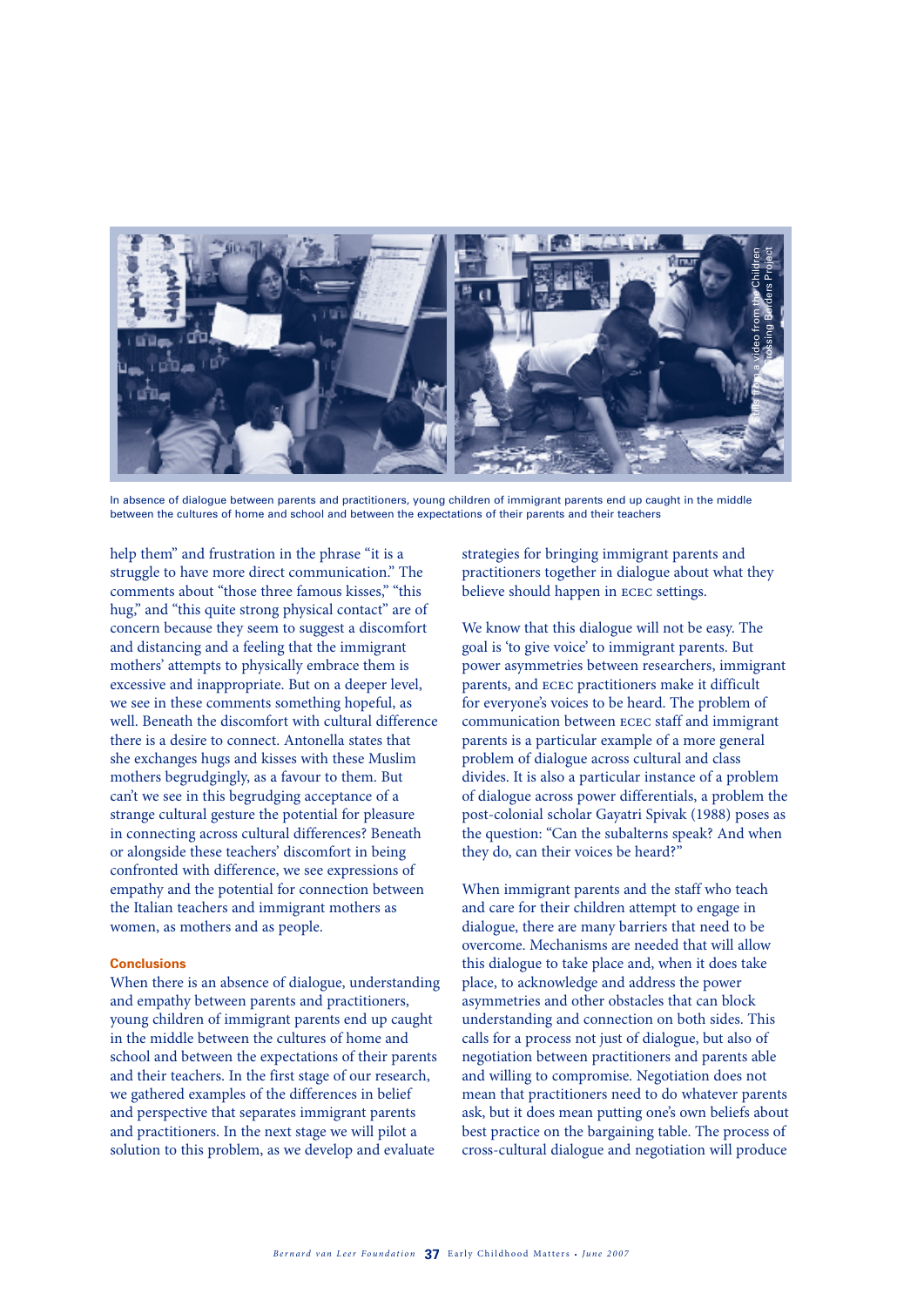In absence of dialogue between parents and practitioners, young children of immigrant parents end up caught in the middle between the cultures of home and school and between the expectations of their parents and their teachers

help them" and frustration in the phrase "it is a struggle to have more direct communication." The comments about "those three famous kisses," "this hug," and "this quite strong physical contact" are of concern because they seem to suggest a discomfort and distancing and a feeling that the immigrant mothers' attempts to physically embrace them is excessive and inappropriate. But on a deeper level, we see in these comments something hopeful, as well. Beneath the discomfort with cultural difference there is a desire to connect. Antonella states that she exchanges hugs and kisses with these Muslim mothers begrudgingly, as a favour to them. But can't we see in this begrudging acceptance of a strange cultural gesture the potential for pleasure in connecting across cultural differences? Beneath or alongside these teachers' discomfort in being confronted with difference, we see expressions of empathy and the potential for connection between the Italian teachers and immigrant mothers as women, as mothers and as people.

## Conclusions

When there is an absence of dialogue, understanding and empathy between parents and practitioners, young children of immigrant parents end up caught in the middle between the cultures of home and school and between the expectations of their parents and their teachers. In the first stage of our research, we gathered examples of the differences in belief and perspective that separates immigrant parents and practitioners. In the next stage we will pilot a solution to this problem, as we develop and evaluate strategies for bringing immigrant parents and practitioners together in dialogue about what they believe should happen in ECEC settings.

We know that this dialogue will not be easy. The goal is 'to give voice' to immigrant parents. But power asymmetries between researchers, immigrant parents, and ECEC practitioners make it difficult for everyone's voices to be heard. The problem of communication between ECEC staff and immigrant parents is a particular example of a more general problem of dialogue across cultural and class divides. It is also a particular instance of a problem of dialogue across power differentials, a problem the post-colonial scholar Gayatri Spivak (1988) poses as the question: "Can the subalterns speak? And when they do, can their voices be heard?"

When immigrant parents and the staff who teach and care for their children attempt to engage in dialogue, there are many barriers that need to be overcome. Mechanisms are needed that will allow this dialogue to take place and, when it does take place, to acknowledge and address the power asymmetries and other obstacles that can block understanding and connection on both sides. This calls for a process not just of dialogue, but also of negotiation between practitioners and parents able and willing to compromise. Negotiation does not mean that practitioners need to do whatever parents ask, but it does mean putting one's own beliefs about best practice on the bargaining table. The process of cross-cultural dialogue and negotiation will produce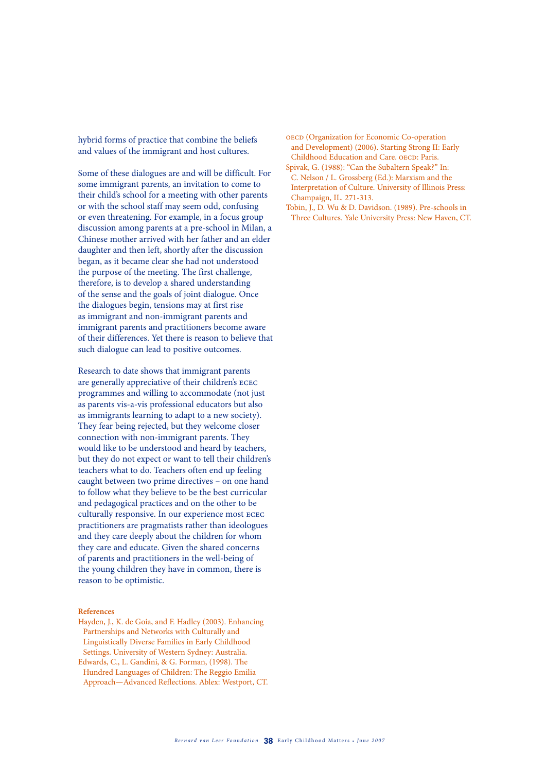hybrid forms of practice that combine the beliefs and values of the immigrant and host cultures.

Some of these dialogues are and will be difficult. For some immigrant parents, an invitation to come to their child's school for a meeting with other parents or with the school staff may seem odd, confusing or even threatening. For example, in a focus group discussion among parents at a pre-school in Milan, a Chinese mother arrived with her father and an elder daughter and then left, shortly after the discussion began, as it became clear she had not understood the purpose of the meeting. The first challenge, therefore, is to develop a shared understanding of the sense and the goals of joint dialogue. Once the dialogues begin, tensions may at first rise as immigrant and non-immigrant parents and immigrant parents and practitioners become aware of their differences. Yet there is reason to believe that such dialogue can lead to positive outcomes.

Research to date shows that immigrant parents are generally appreciative of their children's ECEC programmes and willing to accommodate (not just as parents vis-a-vis professional educators but also as immigrants learning to adapt to a new society). They fear being rejected, but they welcome closer connection with non-immigrant parents. They would like to be understood and heard by teachers, but they do not expect or want to tell their children's teachers what to do. Teachers often end up feeling caught between two prime directives – on one hand to follow what they believe to be the best curricular and pedagogical practices and on the other to be culturally responsive. In our experience most ECEC practitioners are pragmatists rather than ideologues and they care deeply about the children for whom they care and educate. Given the shared concerns of parents and practitioners in the well-being of the young children they have in common, there is reason to be optimistic.

**References**

Hayden, J., K. de Goia, and F. Hadley (2003). Enhancing Partnerships and Networks with Culturally and Linguistically Diverse Families in Early Childhood Settings. University of Western Sydney: Australia.

Edwards, C., L. Gandini, & G. Forman, (1998). The Hundred Languages of Children: The Reggio Emilia Approach—Advanced Reflections. Ablex: Westport, CT.

OECD (Organization for Economic Co-operation and Development) (2006). Starting Strong II: Early Childhood Education and Care. OECD: Paris.

Spivak, G. (1988): "Can the Subaltern Speak?" In: C. Nelson / L. Grossberg (Ed.): Marxism and the Interpretation of Culture. University of Illinois Press: Champaign, IL. 271-313.

Tobin, J., D. Wu & D. Davidson. (1989). Pre-schools in Three Cultures. Yale University Press: New Haven, CT.